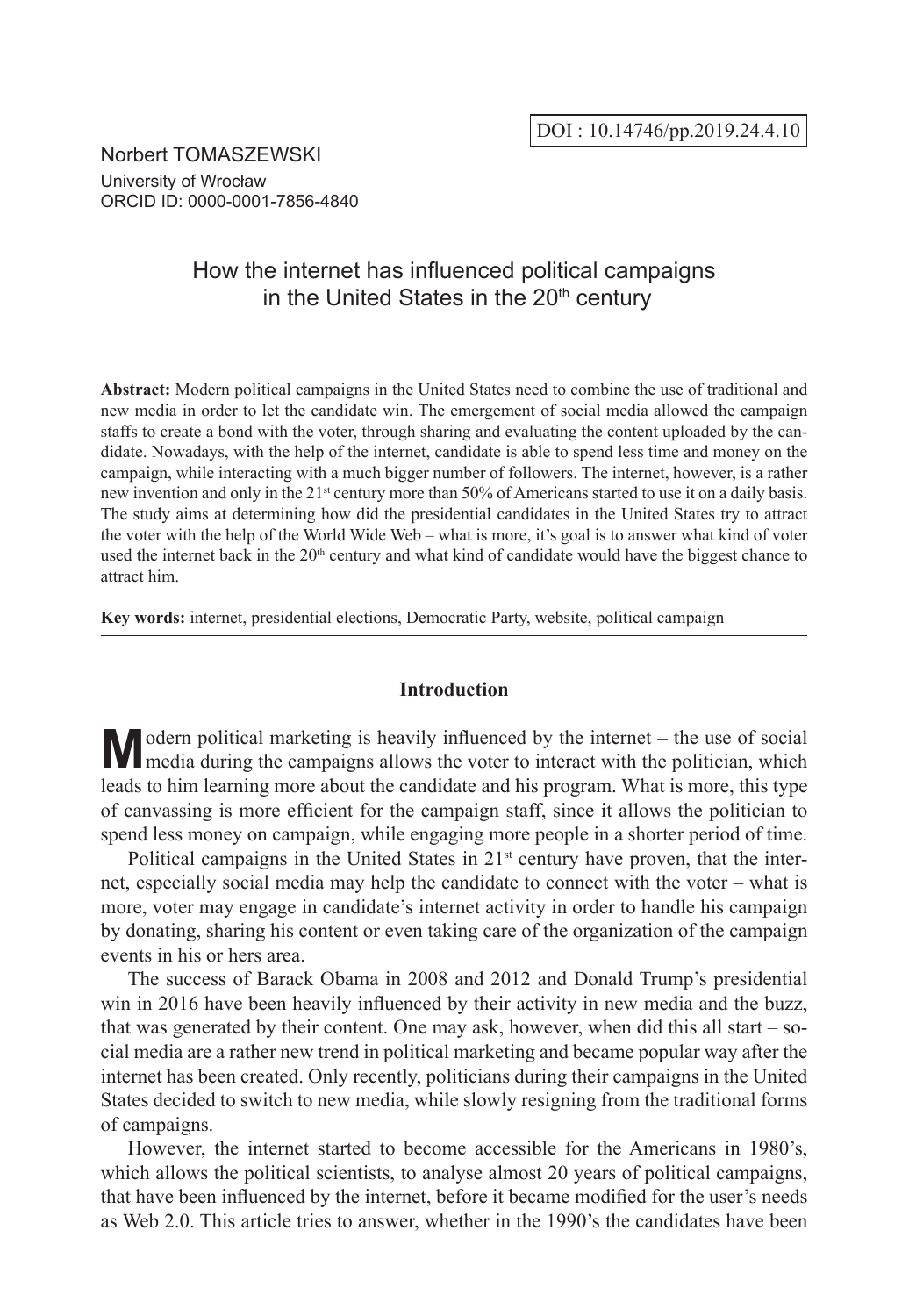DOI : 10.14746/pp.2019.24.4.10

Norbert TOMASZEWSKI
University of Wrocław
ORCID ID: 0000-0001-7856-4840

# How the internet has influenced political campaigns in the United States in the 20th century

**Abstract:** Modern political campaigns in the United States need to combine the use of traditional and new media in order to let the candidate win. The emergement of social media allowed the campaign staffs to create a bond with the voter, through sharing and evaluating the content uploaded by the candidate. Nowadays, with the help of the internet, candidate is able to spend less time and money on the campaign, while interacting with a much bigger number of followers. The internet, however, is a rather new invention and only in the 21st century more than 50% of Americans started to use it on a daily basis. The study aims at determining how did the presidential candidates in the United States try to attract the voter with the help of the World Wide Web – what is more, it's goal is to answer what kind of voter used the internet back in the 20th century and what kind of candidate would have the biggest chance to attract him.

**Key words:** internet, presidential elections, Democratic Party, website, political campaign

## Introduction

Modern political marketing is heavily influenced by the internet – the use of social media during the campaigns allows the voter to interact with the politician, which leads to him learning more about the candidate and his program. What is more, this type of canvassing is more efficient for the campaign staff, since it allows the politician to spend less money on campaign, while engaging more people in a shorter period of time.

Political campaigns in the United States in 21st century have proven, that the internet, especially social media may help the candidate to connect with the voter – what is more, voter may engage in candidate's internet activity in order to handle his campaign by donating, sharing his content or even taking care of the organization of the campaign events in his or hers area.

The success of Barack Obama in 2008 and 2012 and Donald Trump's presidential win in 2016 have been heavily influenced by their activity in new media and the buzz, that was generated by their content. One may ask, however, when did this all start – social media are a rather new trend in political marketing and became popular way after the internet has been created. Only recently, politicians during their campaigns in the United States decided to switch to new media, while slowly resigning from the traditional forms of campaigns.

However, the internet started to become accessible for the Americans in 1980's, which allows the political scientists, to analyse almost 20 years of political campaigns, that have been influenced by the internet, before it became modified for the user's needs as Web 2.0. This article tries to answer, whether in the 1990's the candidates have been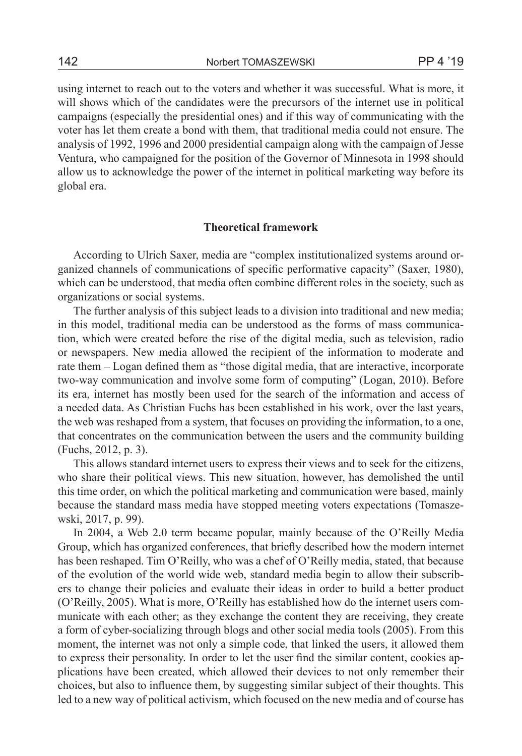using internet to reach out to the voters and whether it was successful. What is more, it will shows which of the candidates were the precursors of the internet use in political campaigns (especially the presidential ones) and if this way of communicating with the voter has let them create a bond with them, that traditional media could not ensure. The analysis of 1992, 1996 and 2000 presidential campaign along with the campaign of Jesse Ventura, who campaigned for the position of the Governor of Minnesota in 1998 should allow us to acknowledge the power of the internet in political marketing way before its global era.

## Theoretical framework

According to Ulrich Saxer, media are "complex institutionalized systems around organized channels of communications of specific performative capacity" (Saxer, 1980), which can be understood, that media often combine different roles in the society, such as organizations or social systems.

The further analysis of this subject leads to a division into traditional and new media; in this model, traditional media can be understood as the forms of mass communication, which were created before the rise of the digital media, such as television, radio or newspapers. New media allowed the recipient of the information to moderate and rate them – Logan defined them as "those digital media, that are interactive, incorporate two-way communication and involve some form of computing" (Logan, 2010). Before its era, internet has mostly been used for the search of the information and access of a needed data. As Christian Fuchs has been established in his work, over the last years, the web was reshaped from a system, that focuses on providing the information, to a one, that concentrates on the communication between the users and the community building (Fuchs, 2012, p. 3).

This allows standard internet users to express their views and to seek for the citizens, who share their political views. This new situation, however, has demolished the until this time order, on which the political marketing and communication were based, mainly because the standard mass media have stopped meeting voters expectations (Tomaszewski, 2017, p. 99).

In 2004, a Web 2.0 term became popular, mainly because of the O'Reilly Media Group, which has organized conferences, that briefly described how the modern internet has been reshaped. Tim O'Reilly, who was a chef of O'Reilly media, stated, that because of the evolution of the world wide web, standard media begin to allow their subscribers to change their policies and evaluate their ideas in order to build a better product (O'Reilly, 2005). What is more, O'Reilly has established how do the internet users communicate with each other; as they exchange the content they are receiving, they create a form of cyber-socializing through blogs and other social media tools (2005). From this moment, the internet was not only a simple code, that linked the users, it allowed them to express their personality. In order to let the user find the similar content, cookies applications have been created, which allowed their devices to not only remember their choices, but also to influence them, by suggesting similar subject of their thoughts. This led to a new way of political activism, which focused on the new media and of course has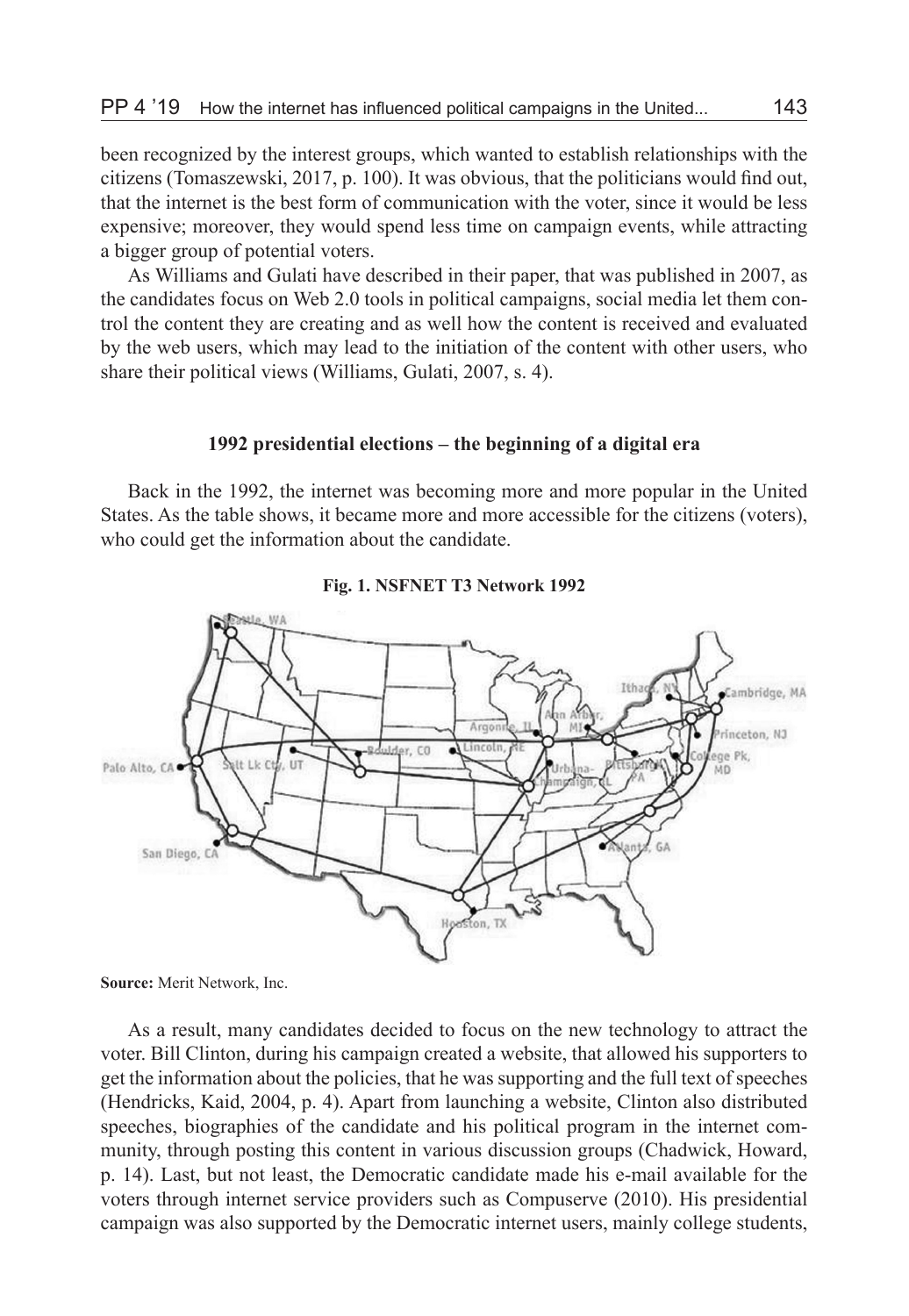been recognized by the interest groups, which wanted to establish relationships with the citizens (Tomaszewski, 2017, p. 100). It was obvious, that the politicians would find out, that the internet is the best form of communication with the voter, since it would be less expensive; moreover, they would spend less time on campaign events, while attracting a bigger group of potential voters.

As Williams and Gulati have described in their paper, that was published in 2007, as the candidates focus on Web 2.0 tools in political campaigns, social media let them control the content they are creating and as well how the content is received and evaluated by the web users, which may lead to the initiation of the content with other users, who share their political views (Williams, Gulati, 2007, s. 4).

## 1992 presidential elections – the beginning of a digital era

Back in the 1992, the internet was becoming more and more popular in the United States. As the table shows, it became more and more accessible for the citizens (voters), who could get the information about the candidate.

**Fig. 1. NSFNET T3 Network 1992**

**Source:** Merit Network, Inc.

As a result, many candidates decided to focus on the new technology to attract the voter. Bill Clinton, during his campaign created a website, that allowed his supporters to get the information about the policies, that he was supporting and the full text of speeches (Hendricks, Kaid, 2004, p. 4). Apart from launching a website, Clinton also distributed speeches, biographies of the candidate and his political program in the internet community, through posting this content in various discussion groups (Chadwick, Howard, p. 14). Last, but not least, the Democratic candidate made his e-mail available for the voters through internet service providers such as Compuserve (2010). His presidential campaign was also supported by the Democratic internet users, mainly college students,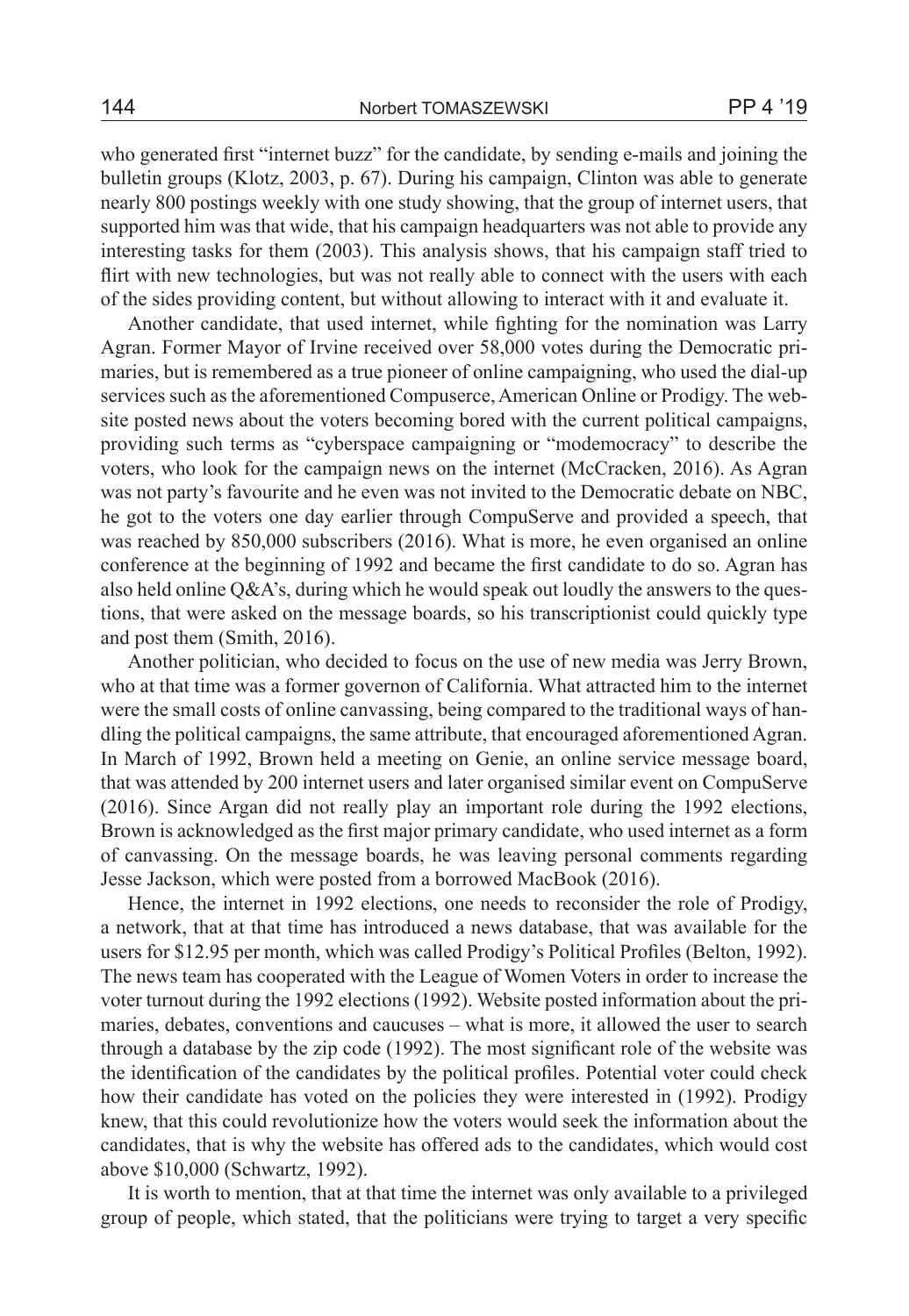who generated first "internet buzz" for the candidate, by sending e-mails and joining the bulletin groups (Klotz, 2003, p. 67). During his campaign, Clinton was able to generate nearly 800 postings weekly with one study showing, that the group of internet users, that supported him was that wide, that his campaign headquarters was not able to provide any interesting tasks for them (2003). This analysis shows, that his campaign staff tried to flirt with new technologies, but was not really able to connect with the users with each of the sides providing content, but without allowing to interact with it and evaluate it.

Another candidate, that used internet, while fighting for the nomination was Larry Agran. Former Mayor of Irvine received over 58,000 votes during the Democratic primaries, but is remembered as a true pioneer of online campaigning, who used the dial-up services such as the aforementioned Compuserce, American Online or Prodigy. The website posted news about the voters becoming bored with the current political campaigns, providing such terms as "cyberspace campaigning or "modemocracy" to describe the voters, who look for the campaign news on the internet (McCracken, 2016). As Agran was not party's favourite and he even was not invited to the Democratic debate on NBC, he got to the voters one day earlier through CompuServe and provided a speech, that was reached by 850,000 subscribers (2016). What is more, he even organised an online conference at the beginning of 1992 and became the first candidate to do so. Agran has also held online Q&A's, during which he would speak out loudly the answers to the questions, that were asked on the message boards, so his transcriptionist could quickly type and post them (Smith, 2016).

Another politician, who decided to focus on the use of new media was Jerry Brown, who at that time was a former governon of California. What attracted him to the internet were the small costs of online canvassing, being compared to the traditional ways of handling the political campaigns, the same attribute, that encouraged aforementioned Agran. In March of 1992, Brown held a meeting on Genie, an online service message board, that was attended by 200 internet users and later organised similar event on CompuServe (2016). Since Argan did not really play an important role during the 1992 elections, Brown is acknowledged as the first major primary candidate, who used internet as a form of canvassing. On the message boards, he was leaving personal comments regarding Jesse Jackson, which were posted from a borrowed MacBook (2016).

Hence, the internet in 1992 elections, one needs to reconsider the role of Prodigy, a network, that at that time has introduced a news database, that was available for the users for $12.95 per month, which was called Prodigy's Political Profiles (Belton, 1992). The news team has cooperated with the League of Women Voters in order to increase the voter turnout during the 1992 elections (1992). Website posted information about the primaries, debates, conventions and caucuses – what is more, it allowed the user to search through a database by the zip code (1992). The most significant role of the website was the identification of the candidates by the political profiles. Potential voter could check how their candidate has voted on the policies they were interested in (1992). Prodigy knew, that this could revolutionize how the voters would seek the information about the candidates, that is why the website has offered ads to the candidates, which would cost above $10,000 (Schwartz, 1992).

It is worth to mention, that at that time the internet was only available to a privileged group of people, which stated, that the politicians were trying to target a very specific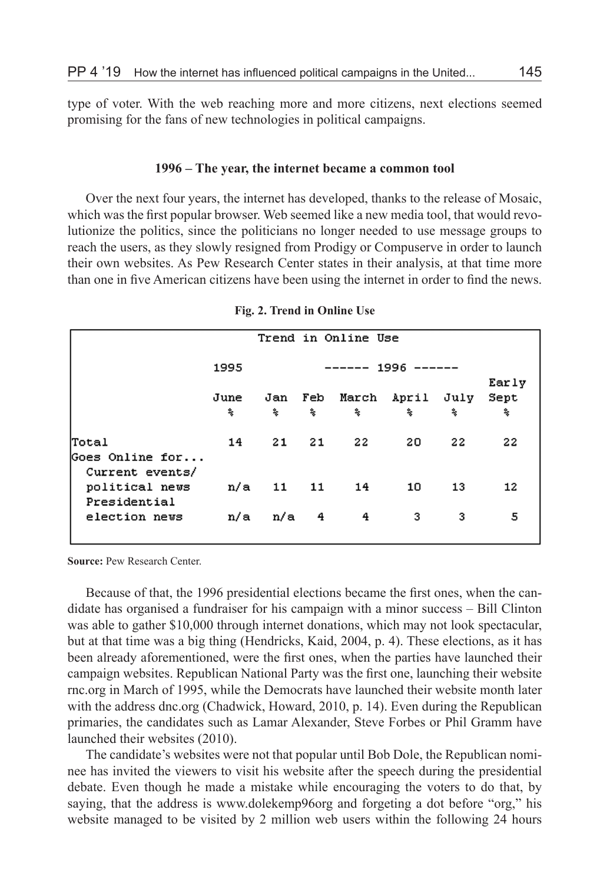type of voter. With the web reaching more and more citizens, next elections seemed promising for the fans of new technologies in political campaigns.

### 1996 – The year, the internet became a common tool

Over the next four years, the internet has developed, thanks to the release of Mosaic, which was the first popular browser. Web seemed like a new media tool, that would revolutionize the politics, since the politicians no longer needed to use message groups to reach the users, as they slowly resigned from Prodigy or Compuserve in order to launch their own websites. As Pew Research Center states in their analysis, at that time more than one in five American citizens have been using the internet in order to find the news.

**Fig. 2. Trend in Online Use**

| Trend in Online Use | 1995 | 1996 | | | | | |
|---|---|---|---|---|---|---|---|
| | June % | Jan % | Feb % | March % | April % | July % | Early Sept % |
| Total | 14 | 21 | 21 | 22 | 20 | 22 | 22 |
| Goes Online for... | | | | | | | |
| Current events/ political news | n/a | 11 | 11 | 14 | 10 | 13 | 12 |
| Presidential election news | n/a | n/a | 4 | 4 | 3 | 3 | 5 |

**Source:** Pew Research Center.

Because of that, the 1996 presidential elections became the first ones, when the candidate has organised a fundraiser for his campaign with a minor success – Bill Clinton was able to gather $10,000 through internet donations, which may not look spectacular, but at that time was a big thing (Hendricks, Kaid, 2004, p. 4). These elections, as it has been already aforementioned, were the first ones, when the parties have launched their campaign websites. Republican National Party was the first one, launching their website rnc.org in March of 1995, while the Democrats have launched their website month later with the address dnc.org (Chadwick, Howard, 2010, p. 14). Even during the Republican primaries, the candidates such as Lamar Alexander, Steve Forbes or Phil Gramm have launched their websites (2010).

The candidate's websites were not that popular until Bob Dole, the Republican nominee has invited the viewers to visit his website after the speech during the presidential debate. Even though he made a mistake while encouraging the voters to do that, by saying, that the address is www.dolekemp96org and forgeting a dot before "org," his website managed to be visited by 2 million web users within the following 24 hours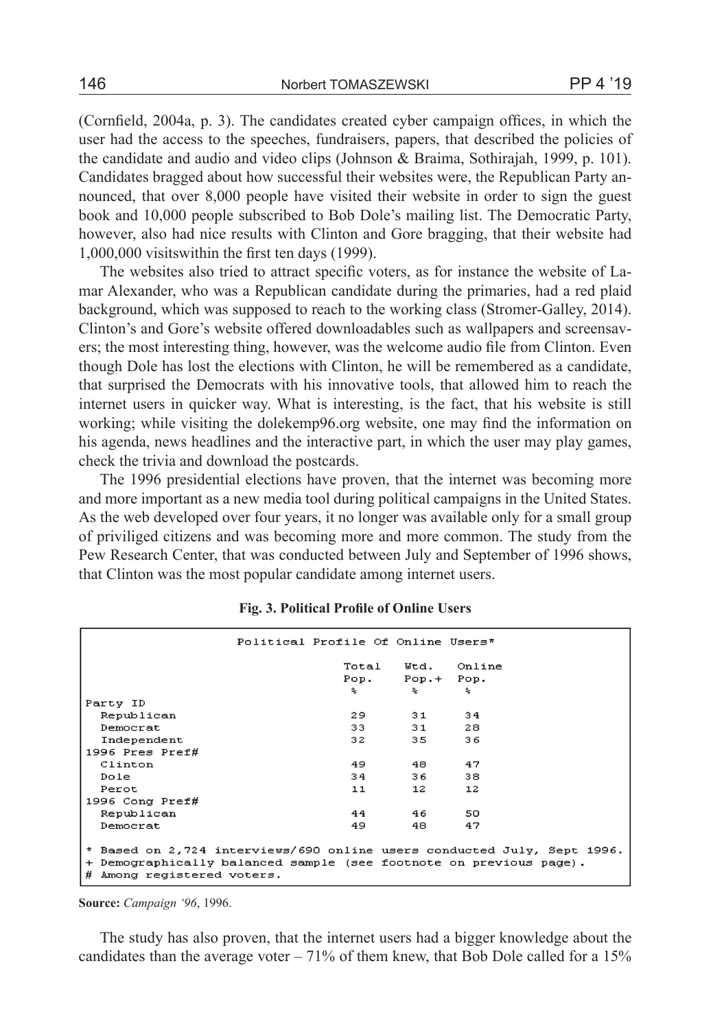(Cornfield, 2004a, p. 3). The candidates created cyber campaign offices, in which the user had the access to the speeches, fundraisers, papers, that described the policies of the candidate and audio and video clips (Johnson & Braima, Sothirajah, 1999, p. 101). Candidates bragged about how successful their websites were, the Republican Party announced, that over 8,000 people have visited their website in order to sign the guest book and 10,000 people subscribed to Bob Dole's mailing list. The Democratic Party, however, also had nice results with Clinton and Gore bragging, that their website had 1,000,000 visitswithin the first ten days (1999).

The websites also tried to attract specific voters, as for instance the website of Lamar Alexander, who was a Republican candidate during the primaries, had a red plaid background, which was supposed to reach to the working class (Stromer-Galley, 2014). Clinton's and Gore's website offered downloadables such as wallpapers and screensavers; the most interesting thing, however, was the welcome audio file from Clinton. Even though Dole has lost the elections with Clinton, he will be remembered as a candidate, that surprised the Democrats with his innovative tools, that allowed him to reach the internet users in quicker way. What is interesting, is the fact, that his website is still working; while visiting the dolekemp96.org website, one may find the information on his agenda, news headlines and the interactive part, in which the user may play games, check the trivia and download the postcards.

The 1996 presidential elections have proven, that the internet was becoming more and more important as a new media tool during political campaigns in the United States. As the web developed over four years, it no longer was available only for a small group of priviliged citizens and was becoming more and more common. The study from the Pew Research Center, that was conducted between July and September of 1996 shows, that Clinton was the most popular candidate among internet users.

**Fig. 3. Political Profile of Online Users**

Political Profile Of Online Users*

| | Total Pop. % | Wtd. Pop.+ % | Online Pop. % |
|---|---|---|---|
| Party ID | | | |
| Republican | 29 | 31 | 34 |
| Democrat | 33 | 31 | 28 |
| Independent | 32 | 35 | 36 |
| 1996 Pres Pref# | | | |
| Clinton | 49 | 48 | 47 |
| Dole | 34 | 36 | 38 |
| Perot | 11 | 12 | 12 |
| 1996 Cong Pref# | | | |
| Republican | 44 | 46 | 50 |
| Democrat | 49 | 48 | 47 |

* Based on 2,724 interviews/690 online users conducted July, Sept 1996.
+ Demographically balanced sample (see footnote on previous page).
# Among registered voters.

**Source:** *Campaign '96*, 1996.

The study has also proven, that the internet users had a bigger knowledge about the candidates than the average voter – 71% of them knew, that Bob Dole called for a 15%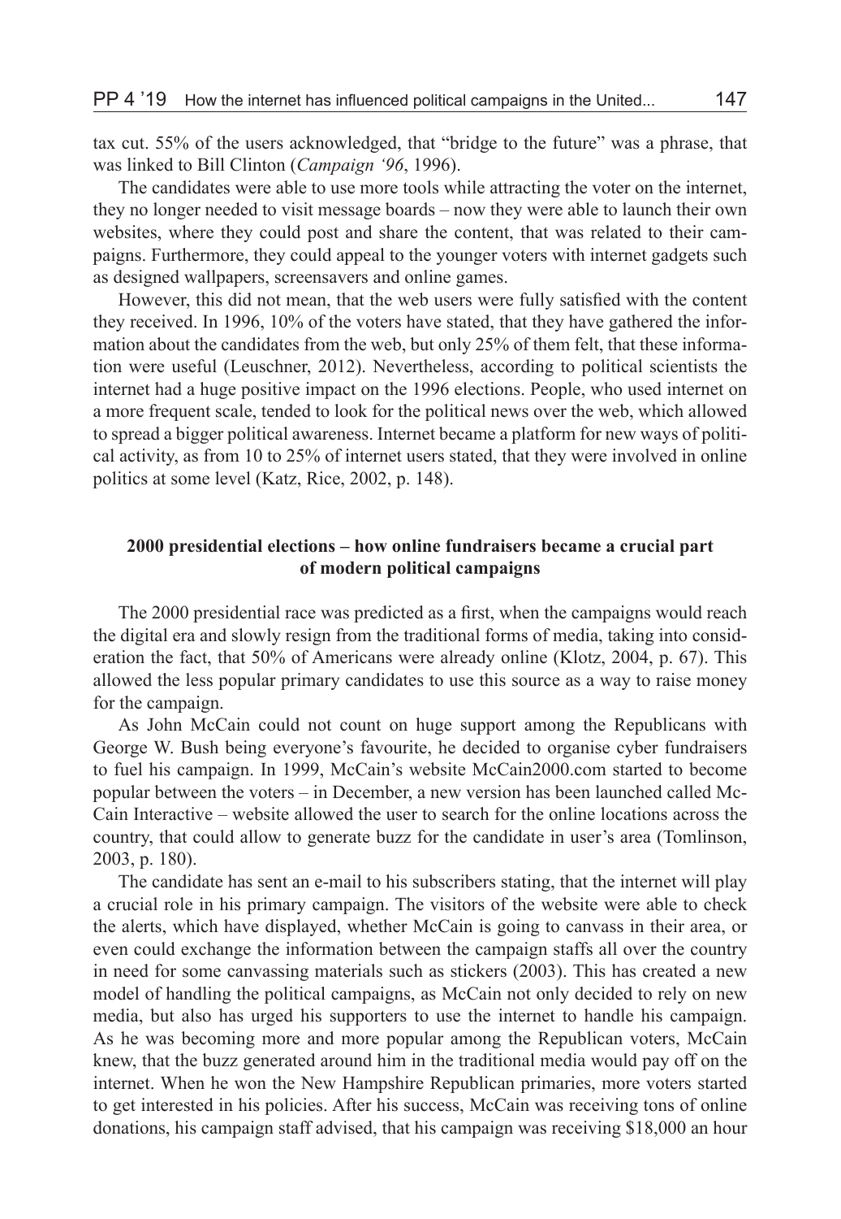tax cut. 55% of the users acknowledged, that "bridge to the future" was a phrase, that was linked to Bill Clinton (*Campaign '96*, 1996).

The candidates were able to use more tools while attracting the voter on the internet, they no longer needed to visit message boards – now they were able to launch their own websites, where they could post and share the content, that was related to their campaigns. Furthermore, they could appeal to the younger voters with internet gadgets such as designed wallpapers, screensavers and online games.

However, this did not mean, that the web users were fully satisfied with the content they received. In 1996, 10% of the voters have stated, that they have gathered the information about the candidates from the web, but only 25% of them felt, that these information were useful (Leuschner, 2012). Nevertheless, according to political scientists the internet had a huge positive impact on the 1996 elections. People, who used internet on a more frequent scale, tended to look for the political news over the web, which allowed to spread a bigger political awareness. Internet became a platform for new ways of political activity, as from 10 to 25% of internet users stated, that they were involved in online politics at some level (Katz, Rice, 2002, p. 148).

## 2000 presidential elections – how online fundraisers became a crucial part of modern political campaigns

The 2000 presidential race was predicted as a first, when the campaigns would reach the digital era and slowly resign from the traditional forms of media, taking into consideration the fact, that 50% of Americans were already online (Klotz, 2004, p. 67). This allowed the less popular primary candidates to use this source as a way to raise money for the campaign.

As John McCain could not count on huge support among the Republicans with George W. Bush being everyone's favourite, he decided to organise cyber fundraisers to fuel his campaign. In 1999, McCain's website McCain2000.com started to become popular between the voters – in December, a new version has been launched called McCain Interactive – website allowed the user to search for the online locations across the country, that could allow to generate buzz for the candidate in user's area (Tomlinson, 2003, p. 180).

The candidate has sent an e-mail to his subscribers stating, that the internet will play a crucial role in his primary campaign. The visitors of the website were able to check the alerts, which have displayed, whether McCain is going to canvass in their area, or even could exchange the information between the campaign staffs all over the country in need for some canvassing materials such as stickers (2003). This has created a new model of handling the political campaigns, as McCain not only decided to rely on new media, but also has urged his supporters to use the internet to handle his campaign. As he was becoming more and more popular among the Republican voters, McCain knew, that the buzz generated around him in the traditional media would pay off on the internet. When he won the New Hampshire Republican primaries, more voters started to get interested in his policies. After his success, McCain was receiving tons of online donations, his campaign staff advised, that his campaign was receiving $18,000 an hour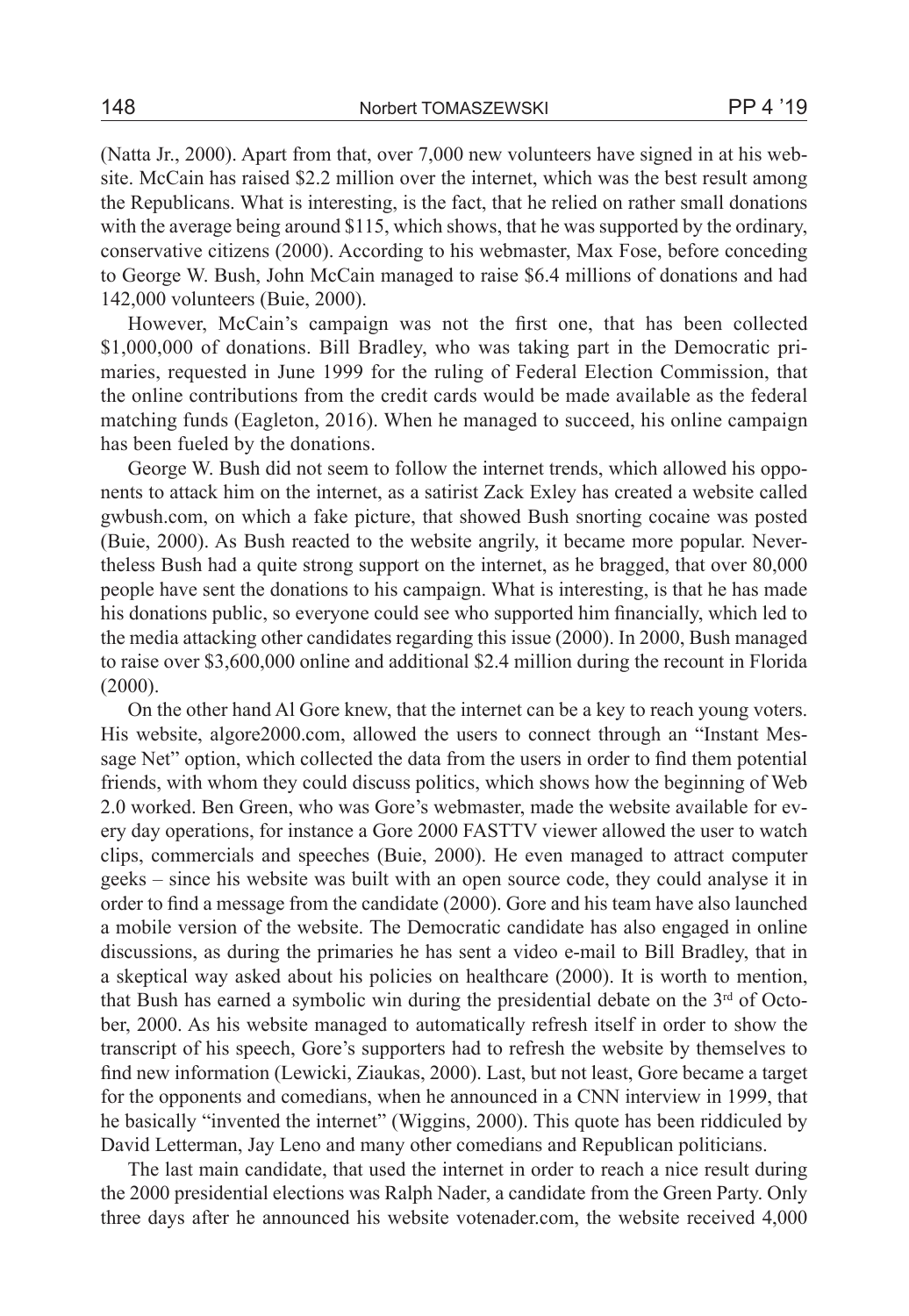(Natta Jr., 2000). Apart from that, over 7,000 new volunteers have signed in at his website. McCain has raised $2.2 million over the internet, which was the best result among the Republicans. What is interesting, is the fact, that he relied on rather small donations with the average being around $115, which shows, that he was supported by the ordinary, conservative citizens (2000). According to his webmaster, Max Fose, before conceding to George W. Bush, John McCain managed to raise $6.4 millions of donations and had 142,000 volunteers (Buie, 2000).

However, McCain's campaign was not the first one, that has been collected $1,000,000 of donations. Bill Bradley, who was taking part in the Democratic primaries, requested in June 1999 for the ruling of Federal Election Commission, that the online contributions from the credit cards would be made available as the federal matching funds (Eagleton, 2016). When he managed to succeed, his online campaign has been fueled by the donations.

George W. Bush did not seem to follow the internet trends, which allowed his opponents to attack him on the internet, as a satirist Zack Exley has created a website called gwbush.com, on which a fake picture, that showed Bush snorting cocaine was posted (Buie, 2000). As Bush reacted to the website angrily, it became more popular. Nevertheless Bush had a quite strong support on the internet, as he bragged, that over 80,000 people have sent the donations to his campaign. What is interesting, is that he has made his donations public, so everyone could see who supported him financially, which led to the media attacking other candidates regarding this issue (2000). In 2000, Bush managed to raise over $3,600,000 online and additional $2.4 million during the recount in Florida (2000).

On the other hand Al Gore knew, that the internet can be a key to reach young voters. His website, algore2000.com, allowed the users to connect through an "Instant Message Net" option, which collected the data from the users in order to find them potential friends, with whom they could discuss politics, which shows how the beginning of Web 2.0 worked. Ben Green, who was Gore's webmaster, made the website available for every day operations, for instance a Gore 2000 FASTTV viewer allowed the user to watch clips, commercials and speeches (Buie, 2000). He even managed to attract computer geeks – since his website was built with an open source code, they could analyse it in order to find a message from the candidate (2000). Gore and his team have also launched a mobile version of the website. The Democratic candidate has also engaged in online discussions, as during the primaries he has sent a video e-mail to Bill Bradley, that in a skeptical way asked about his policies on healthcare (2000). It is worth to mention, that Bush has earned a symbolic win during the presidential debate on the 3rd of October, 2000. As his website managed to automatically refresh itself in order to show the transcript of his speech, Gore's supporters had to refresh the website by themselves to find new information (Lewicki, Ziaukas, 2000). Last, but not least, Gore became a target for the opponents and comedians, when he announced in a CNN interview in 1999, that he basically "invented the internet" (Wiggins, 2000). This quote has been riddiculed by David Letterman, Jay Leno and many other comedians and Republican politicians.

The last main candidate, that used the internet in order to reach a nice result during the 2000 presidential elections was Ralph Nader, a candidate from the Green Party. Only three days after he announced his website votenader.com, the website received 4,000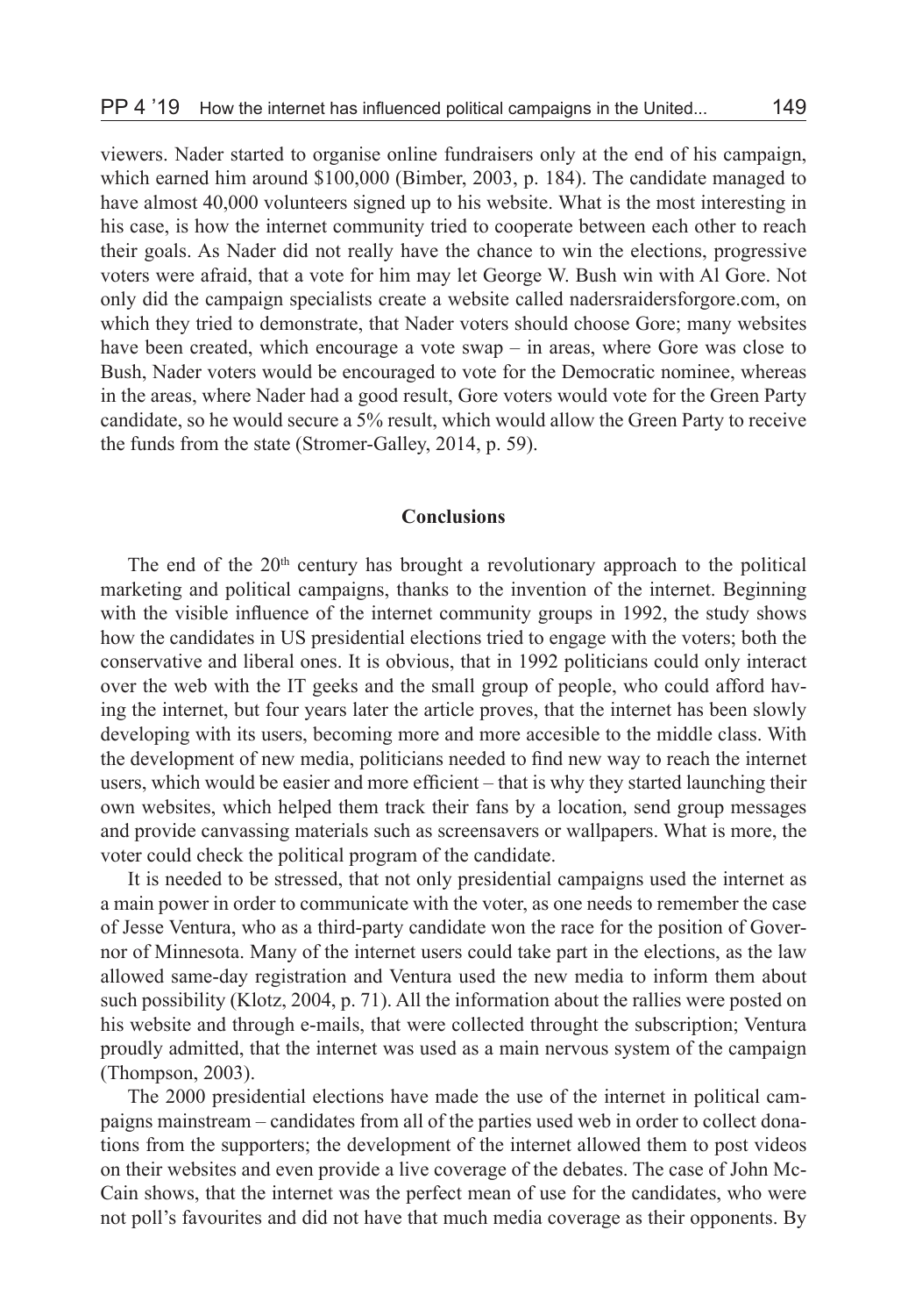viewers. Nader started to organise online fundraisers only at the end of his campaign, which earned him around \$100,000 (Bimber, 2003, p. 184). The candidate managed to have almost 40,000 volunteers signed up to his website. What is the most interesting in his case, is how the internet community tried to cooperate between each other to reach their goals. As Nader did not really have the chance to win the elections, progressive voters were afraid, that a vote for him may let George W. Bush win with Al Gore. Not only did the campaign specialists create a website called nadersraidersforgore.com, on which they tried to demonstrate, that Nader voters should choose Gore; many websites have been created, which encourage a vote swap – in areas, where Gore was close to Bush, Nader voters would be encouraged to vote for the Democratic nominee, whereas in the areas, where Nader had a good result, Gore voters would vote for the Green Party candidate, so he would secure a 5% result, which would allow the Green Party to receive the funds from the state (Stromer-Galley, 2014, p. 59).

## Conclusions

The end of the 20th century has brought a revolutionary approach to the political marketing and political campaigns, thanks to the invention of the internet. Beginning with the visible influence of the internet community groups in 1992, the study shows how the candidates in US presidential elections tried to engage with the voters; both the conservative and liberal ones. It is obvious, that in 1992 politicians could only interact over the web with the IT geeks and the small group of people, who could afford having the internet, but four years later the article proves, that the internet has been slowly developing with its users, becoming more and more accesible to the middle class. With the development of new media, politicians needed to find new way to reach the internet users, which would be easier and more efficient – that is why they started launching their own websites, which helped them track their fans by a location, send group messages and provide canvassing materials such as screensavers or wallpapers. What is more, the voter could check the political program of the candidate.

It is needed to be stressed, that not only presidential campaigns used the internet as a main power in order to communicate with the voter, as one needs to remember the case of Jesse Ventura, who as a third-party candidate won the race for the position of Governor of Minnesota. Many of the internet users could take part in the elections, as the law allowed same-day registration and Ventura used the new media to inform them about such possibility (Klotz, 2004, p. 71). All the information about the rallies were posted on his website and through e-mails, that were collected throught the subscription; Ventura proudly admitted, that the internet was used as a main nervous system of the campaign (Thompson, 2003).

The 2000 presidential elections have made the use of the internet in political campaigns mainstream – candidates from all of the parties used web in order to collect donations from the supporters; the development of the internet allowed them to post videos on their websites and even provide a live coverage of the debates. The case of John McCain shows, that the internet was the perfect mean of use for the candidates, who were not poll's favourites and did not have that much media coverage as their opponents. By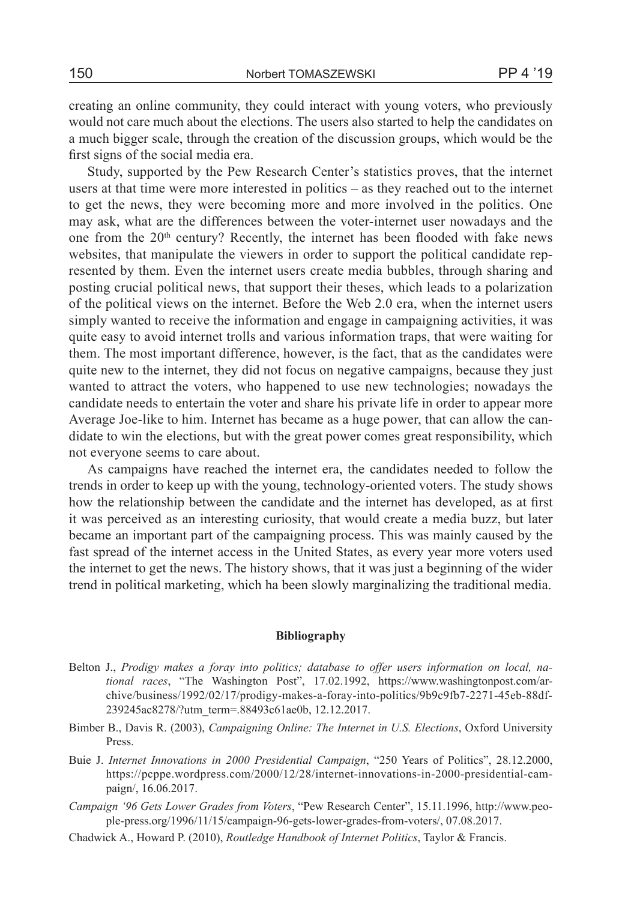creating an online community, they could interact with young voters, who previously would not care much about the elections. The users also started to help the candidates on a much bigger scale, through the creation of the discussion groups, which would be the first signs of the social media era.

Study, supported by the Pew Research Center's statistics proves, that the internet users at that time were more interested in politics – as they reached out to the internet to get the news, they were becoming more and more involved in the politics. One may ask, what are the differences between the voter-internet user nowadays and the one from the 20th century? Recently, the internet has been flooded with fake news websites, that manipulate the viewers in order to support the political candidate represented by them. Even the internet users create media bubbles, through sharing and posting crucial political news, that support their theses, which leads to a polarization of the political views on the internet. Before the Web 2.0 era, when the internet users simply wanted to receive the information and engage in campaigning activities, it was quite easy to avoid internet trolls and various information traps, that were waiting for them. The most important difference, however, is the fact, that as the candidates were quite new to the internet, they did not focus on negative campaigns, because they just wanted to attract the voters, who happened to use new technologies; nowadays the candidate needs to entertain the voter and share his private life in order to appear more Average Joe-like to him. Internet has became as a huge power, that can allow the candidate to win the elections, but with the great power comes great responsibility, which not everyone seems to care about.

As campaigns have reached the internet era, the candidates needed to follow the trends in order to keep up with the young, technology-oriented voters. The study shows how the relationship between the candidate and the internet has developed, as at first it was perceived as an interesting curiosity, that would create a media buzz, but later became an important part of the campaigning process. This was mainly caused by the fast spread of the internet access in the United States, as every year more voters used the internet to get the news. The history shows, that it was just a beginning of the wider trend in political marketing, which ha been slowly marginalizing the traditional media.

## Bibliography

Belton J., *Prodigy makes a foray into politics; database to offer users information on local, national races*, "The Washington Post", 17.02.1992, https://www.washingtonpost.com/archive/business/1992/02/17/prodigy-makes-a-foray-into-politics/9b9c9fb7-2271-45eb-88df-239245ac8278/?utm_term=.88493c61ae0b, 12.12.2017.

Bimber B., Davis R. (2003), *Campaigning Online: The Internet in U.S. Elections*, Oxford University Press.

Buie J. *Internet Innovations in 2000 Presidential Campaign*, "250 Years of Politics", 28.12.2000, https://pcppe.wordpress.com/2000/12/28/internet-innovations-in-2000-presidential-campaign/, 16.06.2017.

*Campaign '96 Gets Lower Grades from Voters*, "Pew Research Center", 15.11.1996, http://www.people-press.org/1996/11/15/campaign-96-gets-lower-grades-from-voters/, 07.08.2017.

Chadwick A., Howard P. (2010), *Routledge Handbook of Internet Politics*, Taylor & Francis.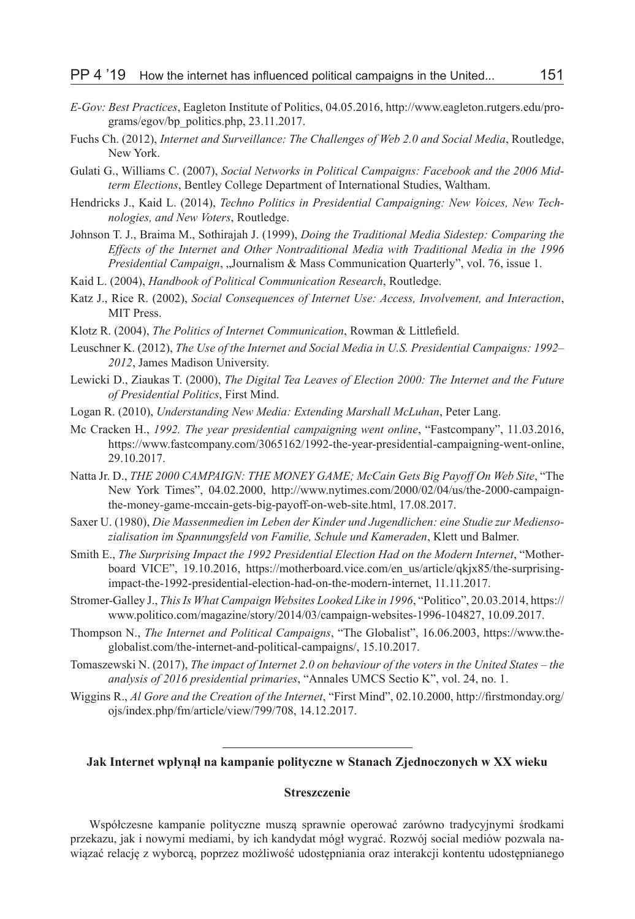*E-Gov: Best Practices*, Eagleton Institute of Politics, 04.05.2016, http://www.eagleton.rutgers.edu/programs/egov/bp_politics.php, 23.11.2017.

Fuchs Ch. (2012), *Internet and Surveillance: The Challenges of Web 2.0 and Social Media*, Routledge, New York.

Gulati G., Williams C. (2007), *Social Networks in Political Campaigns: Facebook and the 2006 Midterm Elections*, Bentley College Department of International Studies, Waltham.

Hendricks J., Kaid L. (2014), *Techno Politics in Presidential Campaigning: New Voices, New Technologies, and New Voters*, Routledge.

Johnson T. J., Braima M., Sothirajah J. (1999), *Doing the Traditional Media Sidestep: Comparing the Effects of the Internet and Other Nontraditional Media with Traditional Media in the 1996 Presidential Campaign*, „Journalism & Mass Communication Quarterly", vol. 76, issue 1.

Kaid L. (2004), *Handbook of Political Communication Research*, Routledge.

Katz J., Rice R. (2002), *Social Consequences of Internet Use: Access, Involvement, and Interaction*, MIT Press.

Klotz R. (2004), *The Politics of Internet Communication*, Rowman & Littlefield.

Leuschner K. (2012), *The Use of the Internet and Social Media in U.S. Presidential Campaigns: 1992–2012*, James Madison University.

Lewicki D., Ziaukas T. (2000), *The Digital Tea Leaves of Election 2000: The Internet and the Future of Presidential Politics*, First Mind.

Logan R. (2010), *Understanding New Media: Extending Marshall McLuhan*, Peter Lang.

Mc Cracken H., *1992. The year presidential campaigning went online*, "Fastcompany", 11.03.2016, https://www.fastcompany.com/3065162/1992-the-year-presidential-campaigning-went-online, 29.10.2017.

Natta Jr. D., *THE 2000 CAMPAIGN: THE MONEY GAME; McCain Gets Big Payoff On Web Site*, "The New York Times", 04.02.2000, http://www.nytimes.com/2000/02/04/us/the-2000-campaign-the-money-game-mccain-gets-big-payoff-on-web-site.html, 17.08.2017.

Saxer U. (1980), *Die Massenmedien im Leben der Kinder und Jugendlichen: eine Studie zur Mediensozialisation im Spannungsfeld von Familie, Schule und Kameraden*, Klett und Balmer.

Smith E., *The Surprising Impact the 1992 Presidential Election Had on the Modern Internet*, "Motherboard VICE", 19.10.2016, https://motherboard.vice.com/en_us/article/qkjx85/the-surprising-impact-the-1992-presidential-election-had-on-the-modern-internet, 11.11.2017.

Stromer-Galley J., *This Is What Campaign Websites Looked Like in 1996*, "Politico", 20.03.2014, https://www.politico.com/magazine/story/2014/03/campaign-websites-1996-104827, 10.09.2017.

Thompson N., *The Internet and Political Campaigns*, "The Globalist", 16.06.2003, https://www.theglobalist.com/the-internet-and-political-campaigns/, 15.10.2017.

Tomaszewski N. (2017), *The impact of Internet 2.0 on behaviour of the voters in the United States – the analysis of 2016 presidential primaries*, "Annales UMCS Sectio K", vol. 24, no. 1.

Wiggins R., *Al Gore and the Creation of the Internet*, "First Mind", 02.10.2000, http://firstmonday.org/ojs/index.php/fm/article/view/799/708, 14.12.2017.

---

**Jak Internet wpłynął na kampanie polityczne w Stanach Zjednoczonych w XX wieku**

**Streszczenie**

Współczesne kampanie polityczne muszą sprawnie operować zarówno tradycyjnymi środkami przekazu, jak i nowymi mediami, by ich kandydat mógł wygrać. Rozwój social mediów pozwala nawiązać relację z wyborcą, poprzez możliwość udostępniania oraz interakcji kontentu udostępnianego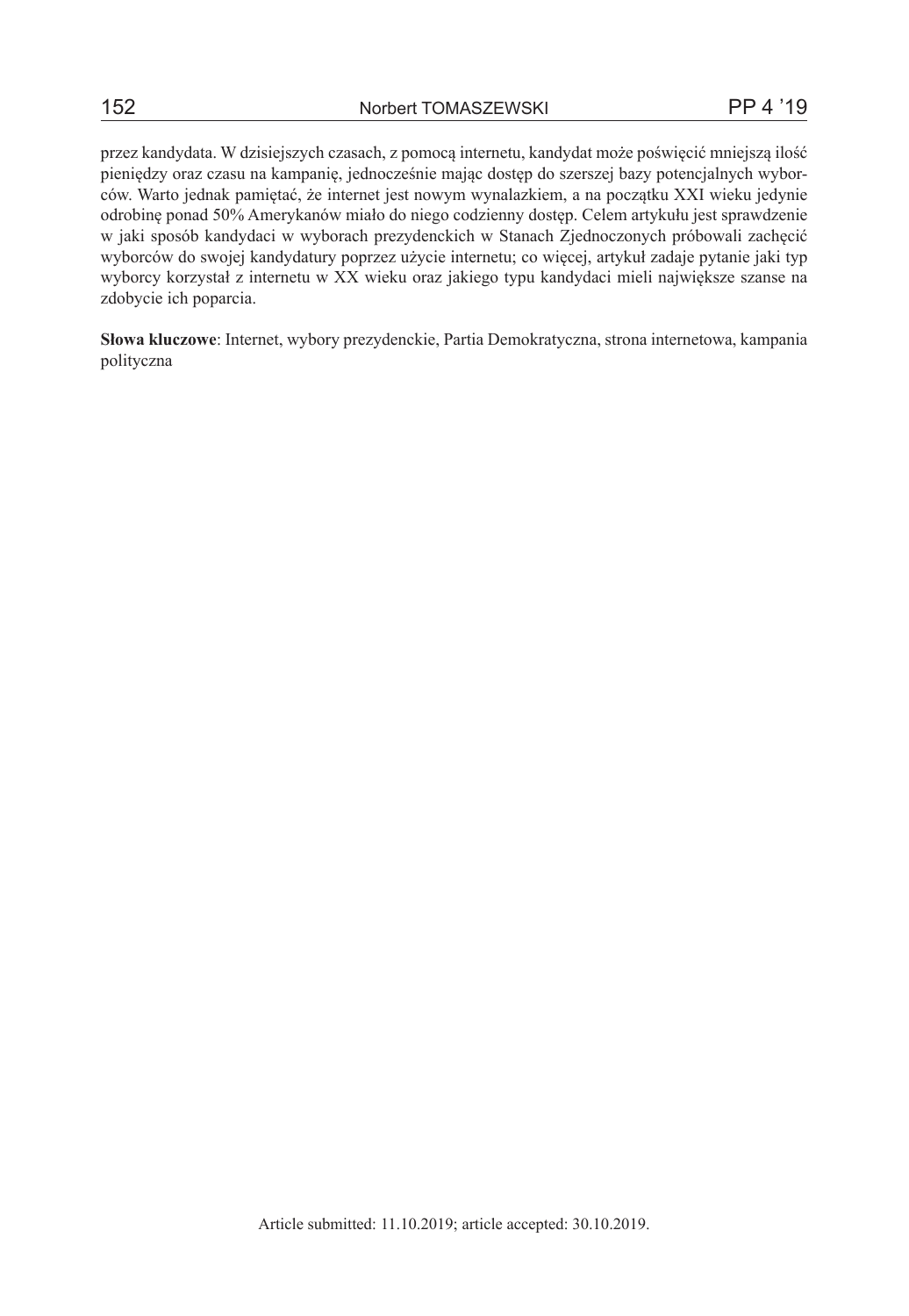przez kandydata. W dzisiejszych czasach, z pomocą internetu, kandydat może poświęcić mniejszą ilość pieniędzy oraz czasu na kampanię, jednocześnie mając dostęp do szerszej bazy potencjalnych wyborców. Warto jednak pamiętać, że internet jest nowym wynalazkiem, a na początku XXI wieku jedynie odrobinę ponad 50% Amerykanów miało do niego codzienny dostęp. Celem artykułu jest sprawdzenie w jaki sposób kandydaci w wyborach prezydenckich w Stanach Zjednoczonych próbowali zachęcić wyborców do swojej kandydatury poprzez użycie internetu; co więcej, artykuł zadaje pytanie jaki typ wyborcy korzystał z internetu w XX wieku oraz jakiego typu kandydaci mieli największe szanse na zdobycie ich poparcia.

**Słowa kluczowe**: Internet, wybory prezydenckie, Partia Demokratyczna, strona internetowa, kampania polityczna

Article submitted: 11.10.2019; article accepted: 30.10.2019.